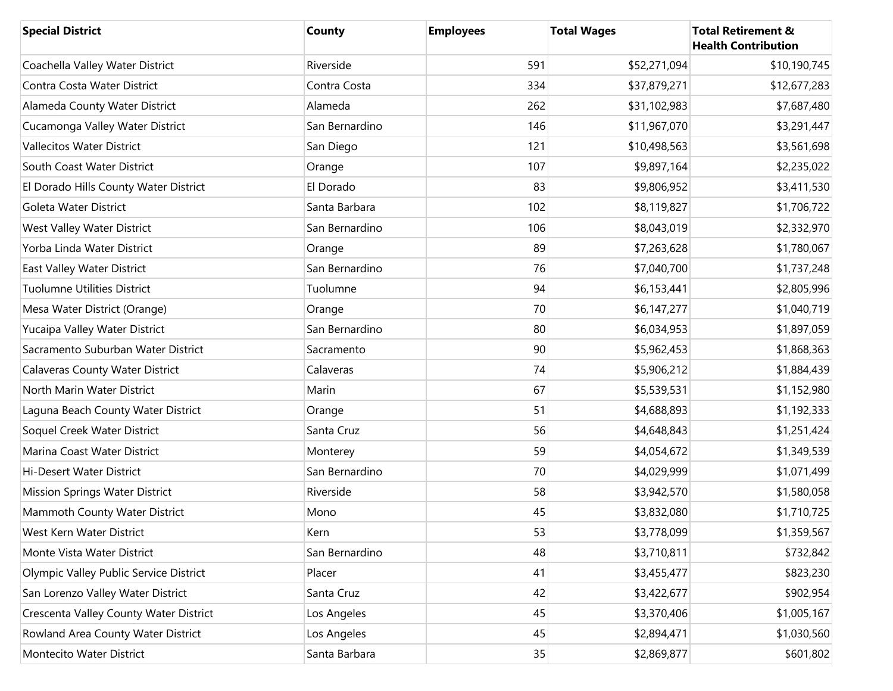| Special District | County | Employees | Total Wages | Total Retirement & Health Contribution |
|---|---|---|---|---|
| Coachella Valley Water District | Riverside | 591 | $52,271,094 | $10,190,745 |
| Contra Costa Water District | Contra Costa | 334 | $37,879,271 | $12,677,283 |
| Alameda County Water District | Alameda | 262 | $31,102,983 | $7,687,480 |
| Cucamonga Valley Water District | San Bernardino | 146 | $11,967,070 | $3,291,447 |
| Vallecitos Water District | San Diego | 121 | $10,498,563 | $3,561,698 |
| South Coast Water District | Orange | 107 | $9,897,164 | $2,235,022 |
| El Dorado Hills County Water District | El Dorado | 83 | $9,806,952 | $3,411,530 |
| Goleta Water District | Santa Barbara | 102 | $8,119,827 | $1,706,722 |
| West Valley Water District | San Bernardino | 106 | $8,043,019 | $2,332,970 |
| Yorba Linda Water District | Orange | 89 | $7,263,628 | $1,780,067 |
| East Valley Water District | San Bernardino | 76 | $7,040,700 | $1,737,248 |
| Tuolumne Utilities District | Tuolumne | 94 | $6,153,441 | $2,805,996 |
| Mesa Water District (Orange) | Orange | 70 | $6,147,277 | $1,040,719 |
| Yucaipa Valley Water District | San Bernardino | 80 | $6,034,953 | $1,897,059 |
| Sacramento Suburban Water District | Sacramento | 90 | $5,962,453 | $1,868,363 |
| Calaveras County Water District | Calaveras | 74 | $5,906,212 | $1,884,439 |
| North Marin Water District | Marin | 67 | $5,539,531 | $1,152,980 |
| Laguna Beach County Water District | Orange | 51 | $4,688,893 | $1,192,333 |
| Soquel Creek Water District | Santa Cruz | 56 | $4,648,843 | $1,251,424 |
| Marina Coast Water District | Monterey | 59 | $4,054,672 | $1,349,539 |
| Hi-Desert Water District | San Bernardino | 70 | $4,029,999 | $1,071,499 |
| Mission Springs Water District | Riverside | 58 | $3,942,570 | $1,580,058 |
| Mammoth County Water District | Mono | 45 | $3,832,080 | $1,710,725 |
| West Kern Water District | Kern | 53 | $3,778,099 | $1,359,567 |
| Monte Vista Water District | San Bernardino | 48 | $3,710,811 | $732,842 |
| Olympic Valley Public Service District | Placer | 41 | $3,455,477 | $823,230 |
| San Lorenzo Valley Water District | Santa Cruz | 42 | $3,422,677 | $902,954 |
| Crescenta Valley County Water District | Los Angeles | 45 | $3,370,406 | $1,005,167 |
| Rowland Area County Water District | Los Angeles | 45 | $2,894,471 | $1,030,560 |
| Montecito Water District | Santa Barbara | 35 | $2,869,877 | $601,802 |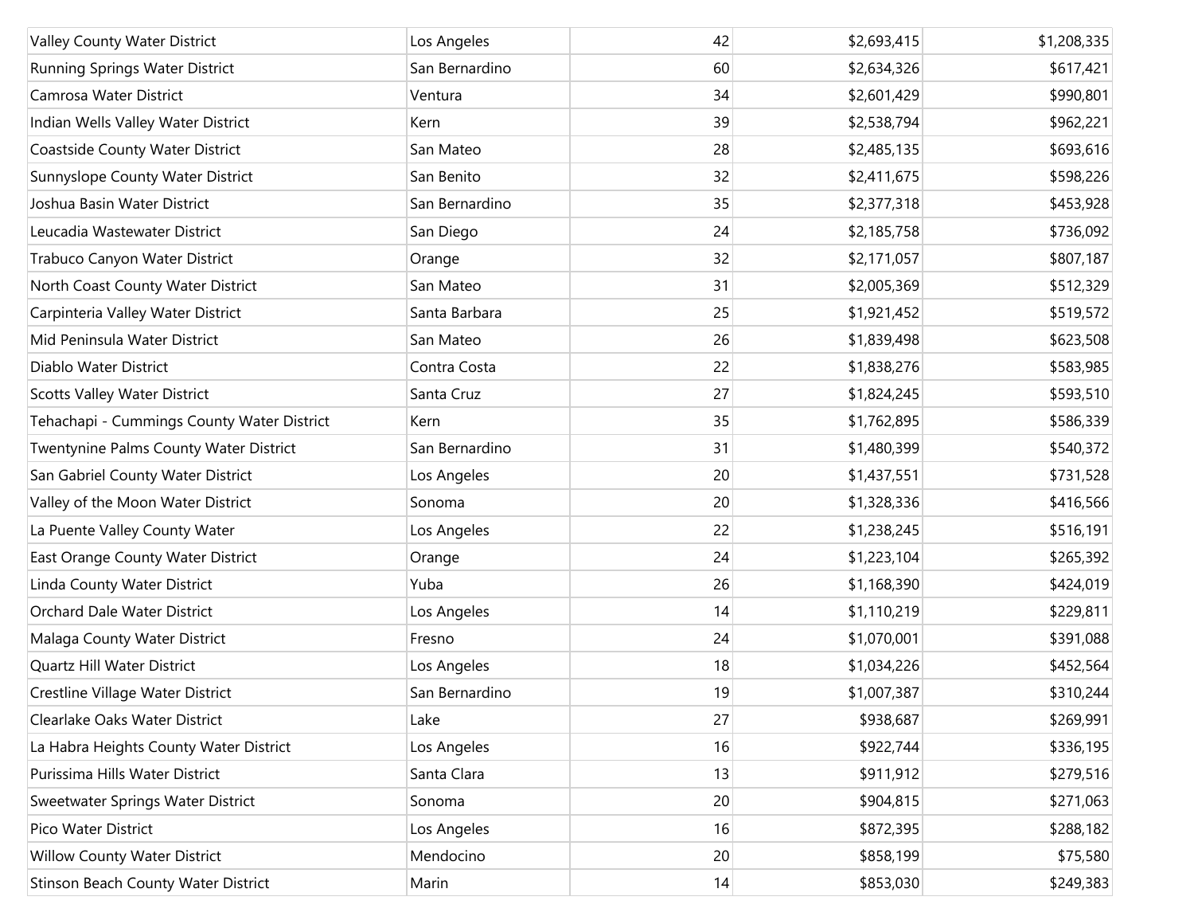| | | | | |
|---|---|---|---|---|
| Valley County Water District | Los Angeles | 42 | $2,693,415 | $1,208,335 |
| Running Springs Water District | San Bernardino | 60 | $2,634,326 | $617,421 |
| Camrosa Water District | Ventura | 34 | $2,601,429 | $990,801 |
| Indian Wells Valley Water District | Kern | 39 | $2,538,794 | $962,221 |
| Coastside County Water District | San Mateo | 28 | $2,485,135 | $693,616 |
| Sunnyslope County Water District | San Benito | 32 | $2,411,675 | $598,226 |
| Joshua Basin Water District | San Bernardino | 35 | $2,377,318 | $453,928 |
| Leucadia Wastewater District | San Diego | 24 | $2,185,758 | $736,092 |
| Trabuco Canyon Water District | Orange | 32 | $2,171,057 | $807,187 |
| North Coast County Water District | San Mateo | 31 | $2,005,369 | $512,329 |
| Carpinteria Valley Water District | Santa Barbara | 25 | $1,921,452 | $519,572 |
| Mid Peninsula Water District | San Mateo | 26 | $1,839,498 | $623,508 |
| Diablo Water District | Contra Costa | 22 | $1,838,276 | $583,985 |
| Scotts Valley Water District | Santa Cruz | 27 | $1,824,245 | $593,510 |
| Tehachapi - Cummings County Water District | Kern | 35 | $1,762,895 | $586,339 |
| Twentynine Palms County Water District | San Bernardino | 31 | $1,480,399 | $540,372 |
| San Gabriel County Water District | Los Angeles | 20 | $1,437,551 | $731,528 |
| Valley of the Moon Water District | Sonoma | 20 | $1,328,336 | $416,566 |
| La Puente Valley County Water | Los Angeles | 22 | $1,238,245 | $516,191 |
| East Orange County Water District | Orange | 24 | $1,223,104 | $265,392 |
| Linda County Water District | Yuba | 26 | $1,168,390 | $424,019 |
| Orchard Dale Water District | Los Angeles | 14 | $1,110,219 | $229,811 |
| Malaga County Water District | Fresno | 24 | $1,070,001 | $391,088 |
| Quartz Hill Water District | Los Angeles | 18 | $1,034,226 | $452,564 |
| Crestline Village Water District | San Bernardino | 19 | $1,007,387 | $310,244 |
| Clearlake Oaks Water District | Lake | 27 | $938,687 | $269,991 |
| La Habra Heights County Water District | Los Angeles | 16 | $922,744 | $336,195 |
| Purissima Hills Water District | Santa Clara | 13 | $911,912 | $279,516 |
| Sweetwater Springs Water District | Sonoma | 20 | $904,815 | $271,063 |
| Pico Water District | Los Angeles | 16 | $872,395 | $288,182 |
| Willow County Water District | Mendocino | 20 | $858,199 | $75,580 |
| Stinson Beach County Water District | Marin | 14 | $853,030 | $249,383 |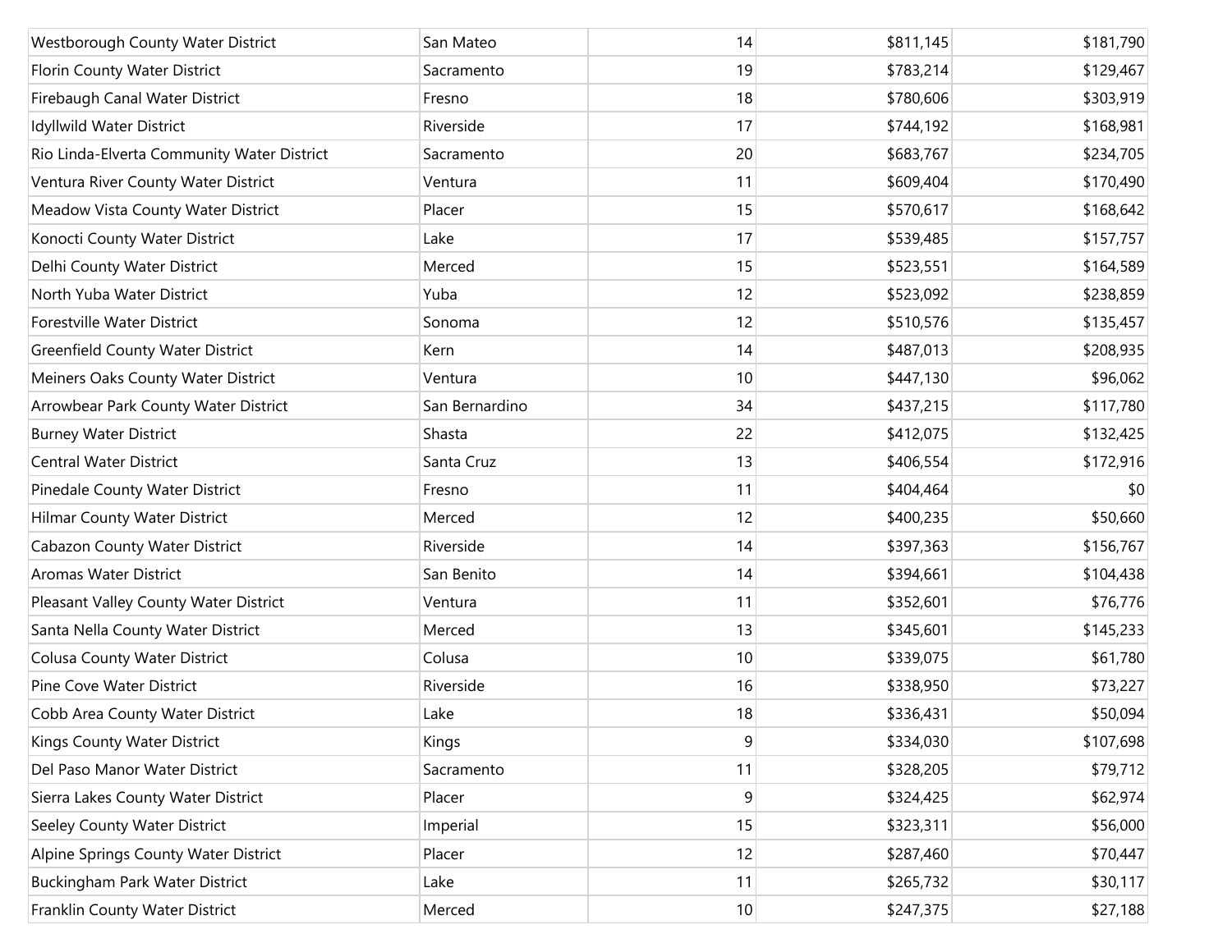| | | | | |
|---|---|---|---|---|
| Westborough County Water District | San Mateo | 14 | $811,145 | $181,790 |
| Florin County Water District | Sacramento | 19 | $783,214 | $129,467 |
| Firebaugh Canal Water District | Fresno | 18 | $780,606 | $303,919 |
| Idyllwild Water District | Riverside | 17 | $744,192 | $168,981 |
| Rio Linda-Elverta Community Water District | Sacramento | 20 | $683,767 | $234,705 |
| Ventura River County Water District | Ventura | 11 | $609,404 | $170,490 |
| Meadow Vista County Water District | Placer | 15 | $570,617 | $168,642 |
| Konocti County Water District | Lake | 17 | $539,485 | $157,757 |
| Delhi County Water District | Merced | 15 | $523,551 | $164,589 |
| North Yuba Water District | Yuba | 12 | $523,092 | $238,859 |
| Forestville Water District | Sonoma | 12 | $510,576 | $135,457 |
| Greenfield County Water District | Kern | 14 | $487,013 | $208,935 |
| Meiners Oaks County Water District | Ventura | 10 | $447,130 | $96,062 |
| Arrowbear Park County Water District | San Bernardino | 34 | $437,215 | $117,780 |
| Burney Water District | Shasta | 22 | $412,075 | $132,425 |
| Central Water District | Santa Cruz | 13 | $406,554 | $172,916 |
| Pinedale County Water District | Fresno | 11 | $404,464 | $0 |
| Hilmar County Water District | Merced | 12 | $400,235 | $50,660 |
| Cabazon County Water District | Riverside | 14 | $397,363 | $156,767 |
| Aromas Water District | San Benito | 14 | $394,661 | $104,438 |
| Pleasant Valley County Water District | Ventura | 11 | $352,601 | $76,776 |
| Santa Nella County Water District | Merced | 13 | $345,601 | $145,233 |
| Colusa County Water District | Colusa | 10 | $339,075 | $61,780 |
| Pine Cove Water District | Riverside | 16 | $338,950 | $73,227 |
| Cobb Area County Water District | Lake | 18 | $336,431 | $50,094 |
| Kings County Water District | Kings | 9 | $334,030 | $107,698 |
| Del Paso Manor Water District | Sacramento | 11 | $328,205 | $79,712 |
| Sierra Lakes County Water District | Placer | 9 | $324,425 | $62,974 |
| Seeley County Water District | Imperial | 15 | $323,311 | $56,000 |
| Alpine Springs County Water District | Placer | 12 | $287,460 | $70,447 |
| Buckingham Park Water District | Lake | 11 | $265,732 | $30,117 |
| Franklin County Water District | Merced | 10 | $247,375 | $27,188 |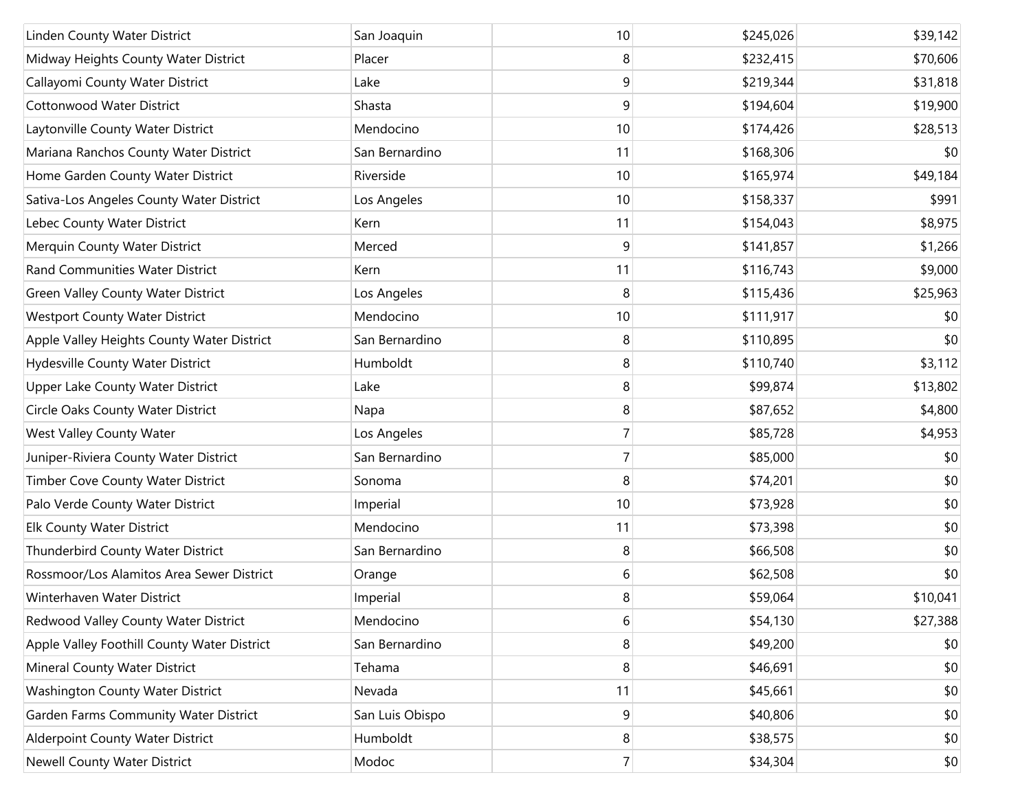| | | | | |
|---|---|---|---|---|
| Linden County Water District | San Joaquin | 10 | $245,026 | $39,142 |
| Midway Heights County Water District | Placer | 8 | $232,415 | $70,606 |
| Callayomi County Water District | Lake | 9 | $219,344 | $31,818 |
| Cottonwood Water District | Shasta | 9 | $194,604 | $19,900 |
| Laytonville County Water District | Mendocino | 10 | $174,426 | $28,513 |
| Mariana Ranchos County Water District | San Bernardino | 11 | $168,306 | $0 |
| Home Garden County Water District | Riverside | 10 | $165,974 | $49,184 |
| Sativa-Los Angeles County Water District | Los Angeles | 10 | $158,337 | $991 |
| Lebec County Water District | Kern | 11 | $154,043 | $8,975 |
| Merquin County Water District | Merced | 9 | $141,857 | $1,266 |
| Rand Communities Water District | Kern | 11 | $116,743 | $9,000 |
| Green Valley County Water District | Los Angeles | 8 | $115,436 | $25,963 |
| Westport County Water District | Mendocino | 10 | $111,917 | $0 |
| Apple Valley Heights County Water District | San Bernardino | 8 | $110,895 | $0 |
| Hydesville County Water District | Humboldt | 8 | $110,740 | $3,112 |
| Upper Lake County Water District | Lake | 8 | $99,874 | $13,802 |
| Circle Oaks County Water District | Napa | 8 | $87,652 | $4,800 |
| West Valley County Water | Los Angeles | 7 | $85,728 | $4,953 |
| Juniper-Riviera County Water District | San Bernardino | 7 | $85,000 | $0 |
| Timber Cove County Water District | Sonoma | 8 | $74,201 | $0 |
| Palo Verde County Water District | Imperial | 10 | $73,928 | $0 |
| Elk County Water District | Mendocino | 11 | $73,398 | $0 |
| Thunderbird County Water District | San Bernardino | 8 | $66,508 | $0 |
| Rossmoor/Los Alamitos Area Sewer District | Orange | 6 | $62,508 | $0 |
| Winterhaven Water District | Imperial | 8 | $59,064 | $10,041 |
| Redwood Valley County Water District | Mendocino | 6 | $54,130 | $27,388 |
| Apple Valley Foothill County Water District | San Bernardino | 8 | $49,200 | $0 |
| Mineral County Water District | Tehama | 8 | $46,691 | $0 |
| Washington County Water District | Nevada | 11 | $45,661 | $0 |
| Garden Farms Community Water District | San Luis Obispo | 9 | $40,806 | $0 |
| Alderpoint County Water District | Humboldt | 8 | $38,575 | $0 |
| Newell County Water District | Modoc | 7 | $34,304 | $0 |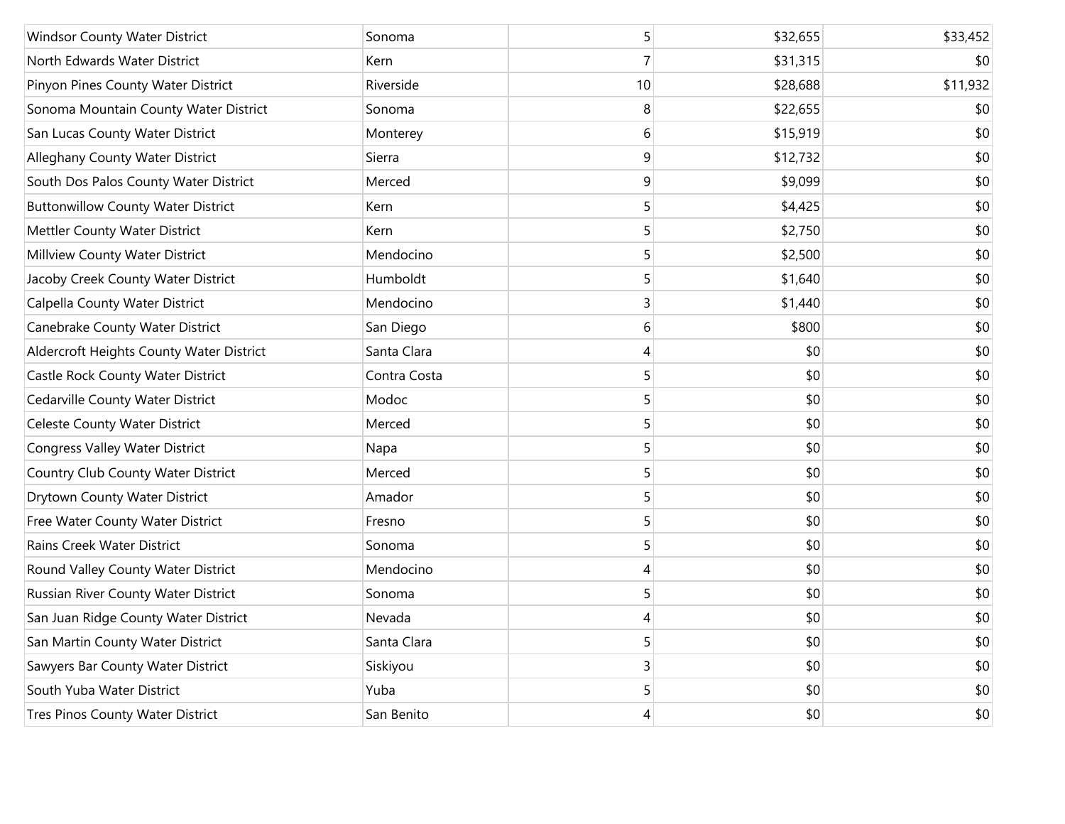| | | | | |
|---|---|---|---|---|
| Windsor County Water District | Sonoma | 5 | $32,655 | $33,452 |
| North Edwards Water District | Kern | 7 | $31,315 | $0 |
| Pinyon Pines County Water District | Riverside | 10 | $28,688 | $11,932 |
| Sonoma Mountain County Water District | Sonoma | 8 | $22,655 | $0 |
| San Lucas County Water District | Monterey | 6 | $15,919 | $0 |
| Alleghany County Water District | Sierra | 9 | $12,732 | $0 |
| South Dos Palos County Water District | Merced | 9 | $9,099 | $0 |
| Buttonwillow County Water District | Kern | 5 | $4,425 | $0 |
| Mettler County Water District | Kern | 5 | $2,750 | $0 |
| Millview County Water District | Mendocino | 5 | $2,500 | $0 |
| Jacoby Creek County Water District | Humboldt | 5 | $1,640 | $0 |
| Calpella County Water District | Mendocino | 3 | $1,440 | $0 |
| Canebrake County Water District | San Diego | 6 | $800 | $0 |
| Aldercroft Heights County Water District | Santa Clara | 4 | $0 | $0 |
| Castle Rock County Water District | Contra Costa | 5 | $0 | $0 |
| Cedarville County Water District | Modoc | 5 | $0 | $0 |
| Celeste County Water District | Merced | 5 | $0 | $0 |
| Congress Valley Water District | Napa | 5 | $0 | $0 |
| Country Club County Water District | Merced | 5 | $0 | $0 |
| Drytown County Water District | Amador | 5 | $0 | $0 |
| Free Water County Water District | Fresno | 5 | $0 | $0 |
| Rains Creek Water District | Sonoma | 5 | $0 | $0 |
| Round Valley County Water District | Mendocino | 4 | $0 | $0 |
| Russian River County Water District | Sonoma | 5 | $0 | $0 |
| San Juan Ridge County Water District | Nevada | 4 | $0 | $0 |
| San Martin County Water District | Santa Clara | 5 | $0 | $0 |
| Sawyers Bar County Water District | Siskiyou | 3 | $0 | $0 |
| South Yuba Water District | Yuba | 5 | $0 | $0 |
| Tres Pinos County Water District | San Benito | 4 | $0 | $0 |